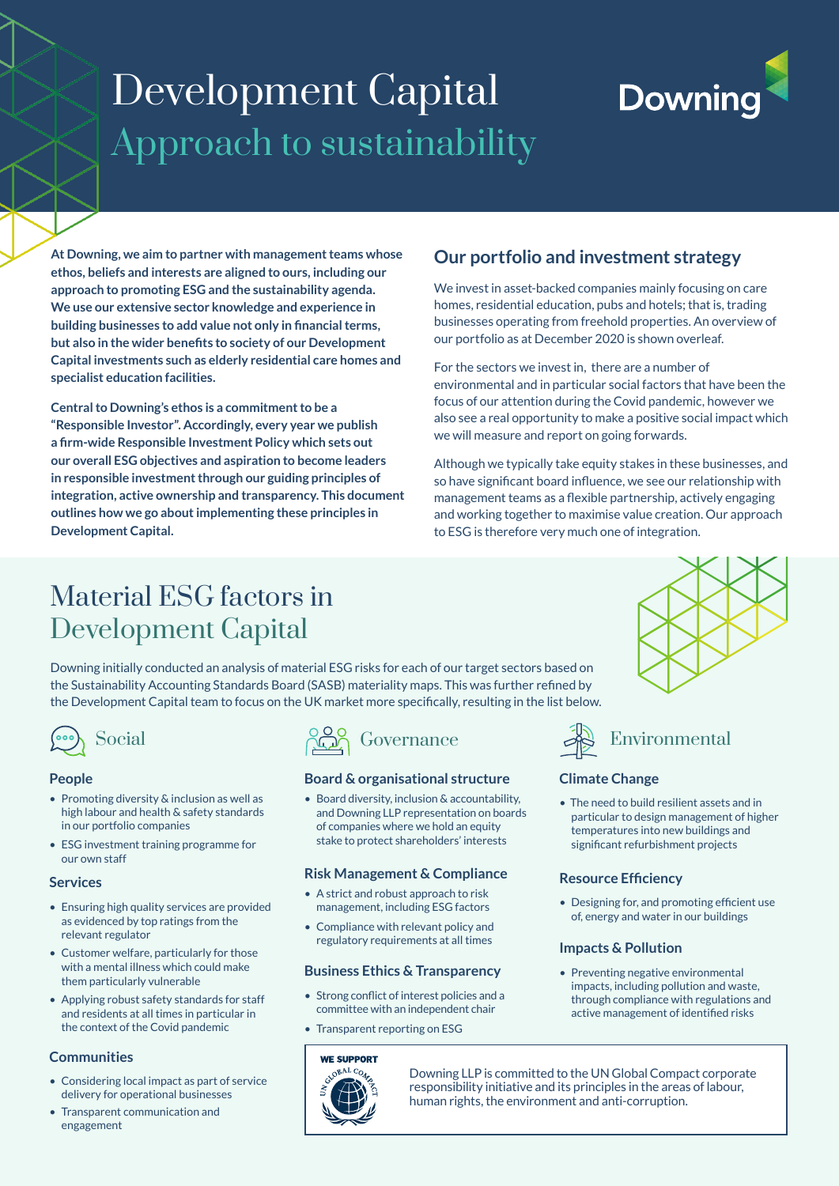# Development Capital
## Approach to sustainability

Downing

**At Downing, we aim to partner with management teams whose ethos, beliefs and interests are aligned to ours, including our approach to promoting ESG and the sustainability agenda. We use our extensive sector knowledge and experience in building businesses to add value not only in financial terms, but also in the wider benefits to society of our Development Capital investments such as elderly residential care homes and specialist education facilities.**

**Central to Downing's ethos is a commitment to be a "Responsible Investor". Accordingly, every year we publish a firm-wide Responsible Investment Policy which sets out our overall ESG objectives and aspiration to become leaders in responsible investment through our guiding principles of integration, active ownership and transparency. This document outlines how we go about implementing these principles in Development Capital.**

## Our portfolio and investment strategy

We invest in asset-backed companies mainly focusing on care homes, residential education, pubs and hotels; that is, trading businesses operating from freehold properties. An overview of our portfolio as at December 2020 is shown overleaf.

For the sectors we invest in, there are a number of environmental and in particular social factors that have been the focus of our attention during the Covid pandemic, however we also see a real opportunity to make a positive social impact which we will measure and report on going forwards.

Although we typically take equity stakes in these businesses, and so have significant board influence, we see our relationship with management teams as a flexible partnership, actively engaging and working together to maximise value creation. Our approach to ESG is therefore very much one of integration.

# Material ESG factors in Development Capital

Downing initially conducted an analysis of material ESG risks for each of our target sectors based on the Sustainability Accounting Standards Board (SASB) materiality maps. This was further refined by the Development Capital team to focus on the UK market more specifically, resulting in the list below.

## Social

### People

- Promoting diversity & inclusion as well as high labour and health & safety standards in our portfolio companies
- ESG investment training programme for our own staff

### Services

- Ensuring high quality services are provided as evidenced by top ratings from the relevant regulator
- Customer welfare, particularly for those with a mental illness which could make them particularly vulnerable
- Applying robust safety standards for staff and residents at all times in particular in the context of the Covid pandemic

### Communities

- Considering local impact as part of service delivery for operational businesses
- Transparent communication and engagement

## Governance

### Board & organisational structure

- Board diversity, inclusion & accountability, and Downing LLP representation on boards of companies where we hold an equity stake to protect shareholders' interests

### Risk Management & Compliance

- A strict and robust approach to risk management, including ESG factors
- Compliance with relevant policy and regulatory requirements at all times

### Business Ethics & Transparency

- Strong conflict of interest policies and a committee with an independent chair
- Transparent reporting on ESG

## Environmental

### Climate Change

- The need to build resilient assets and in particular to design management of higher temperatures into new buildings and significant refurbishment projects

### Resource Efficiency

- Designing for, and promoting efficient use of, energy and water in our buildings

### Impacts & Pollution

- Preventing negative environmental impacts, including pollution and waste, through compliance with regulations and active management of identified risks

WE SUPPORT – UN Global Compact

Downing LLP is committed to the UN Global Compact corporate responsibility initiative and its principles in the areas of labour, human rights, the environment and anti-corruption.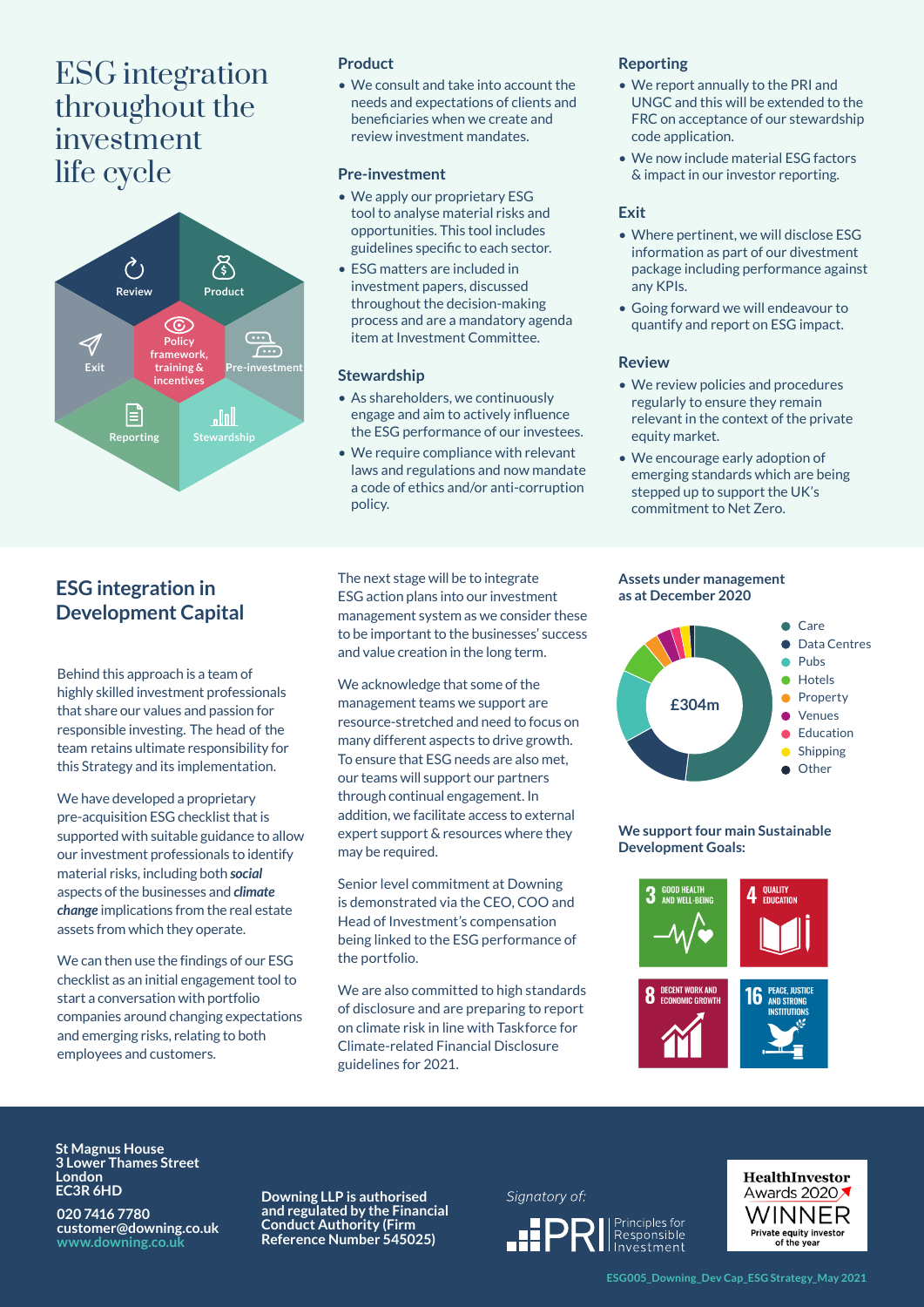# ESG integration throughout the investment life cycle

Review
Product
Policy framework, training & incentives
Exit
Pre-investment
Reporting
Stewardship

### Product

- We consult and take into account the needs and expectations of clients and beneficiaries when we create and review investment mandates.

### Pre-investment

- We apply our proprietary ESG tool to analyse material risks and opportunities. This tool includes guidelines specific to each sector.
- ESG matters are included in investment papers, discussed throughout the decision-making process and are a mandatory agenda item at Investment Committee.

### Stewardship

- As shareholders, we continuously engage and aim to actively influence the ESG performance of our investees.
- We require compliance with relevant laws and regulations and now mandate a code of ethics and/or anti-corruption policy.

### Reporting

- We report annually to the PRI and UNGC and this will be extended to the FRC on acceptance of our stewardship code application.
- We now include material ESG factors & impact in our investor reporting.

### Exit

- Where pertinent, we will disclose ESG information as part of our divestment package including performance against any KPIs.
- Going forward we will endeavour to quantify and report on ESG impact.

### Review

- We review policies and procedures regularly to ensure they remain relevant in the context of the private equity market.
- We encourage early adoption of emerging standards which are being stepped up to support the UK's commitment to Net Zero.

## ESG integration in Development Capital

Behind this approach is a team of highly skilled investment professionals that share our values and passion for responsible investing. The head of the team retains ultimate responsibility for this Strategy and its implementation.

We have developed a proprietary pre-acquisition ESG checklist that is supported with suitable guidance to allow our investment professionals to identify material risks, including both ***social*** aspects of the businesses and ***climate change*** implications from the real estate assets from which they operate.

We can then use the findings of our ESG checklist as an initial engagement tool to start a conversation with portfolio companies around changing expectations and emerging risks, relating to both employees and customers.

The next stage will be to integrate ESG action plans into our investment management system as we consider these to be important to the businesses' success and value creation in the long term.

We acknowledge that some of the management teams we support are resource-stretched and need to focus on many different aspects to drive growth. To ensure that ESG needs are also met, our teams will support our partners through continual engagement. In addition, we facilitate access to external expert support & resources where they may be required.

Senior level commitment at Downing is demonstrated via the CEO, COO and Head of Investment's compensation being linked to the ESG performance of the portfolio.

We are also committed to high standards of disclosure and are preparing to report on climate risk in line with Taskforce for Climate-related Financial Disclosure guidelines for 2021.

**Assets under management as at December 2020**

£304m

Care
Data Centres
Pubs
Hotels
Property
Venues
Education
Shipping
Other

**We support four main Sustainable Development Goals:**

3 GOOD HEALTH AND WELL-BEING
4 QUALITY EDUCATION
8 DECENT WORK AND ECONOMIC GROWTH
16 PEACE, JUSTICE AND STRONG INSTITUTIONS

**St Magnus House**
**3 Lower Thames Street**
**London**
**EC3R 6HD**

**020 7416 7780**
**customer@downing.co.uk**
**www.downing.co.uk**

**Downing LLP is authorised and regulated by the Financial Conduct Authority (Firm Reference Number 545025)**

*Signatory of:*
PRI Principles for Responsible Investment

HealthInvestor Awards 2020 WINNER
Private equity investor of the year

ESG005_Downing_Dev Cap_ESG Strategy_May 2021